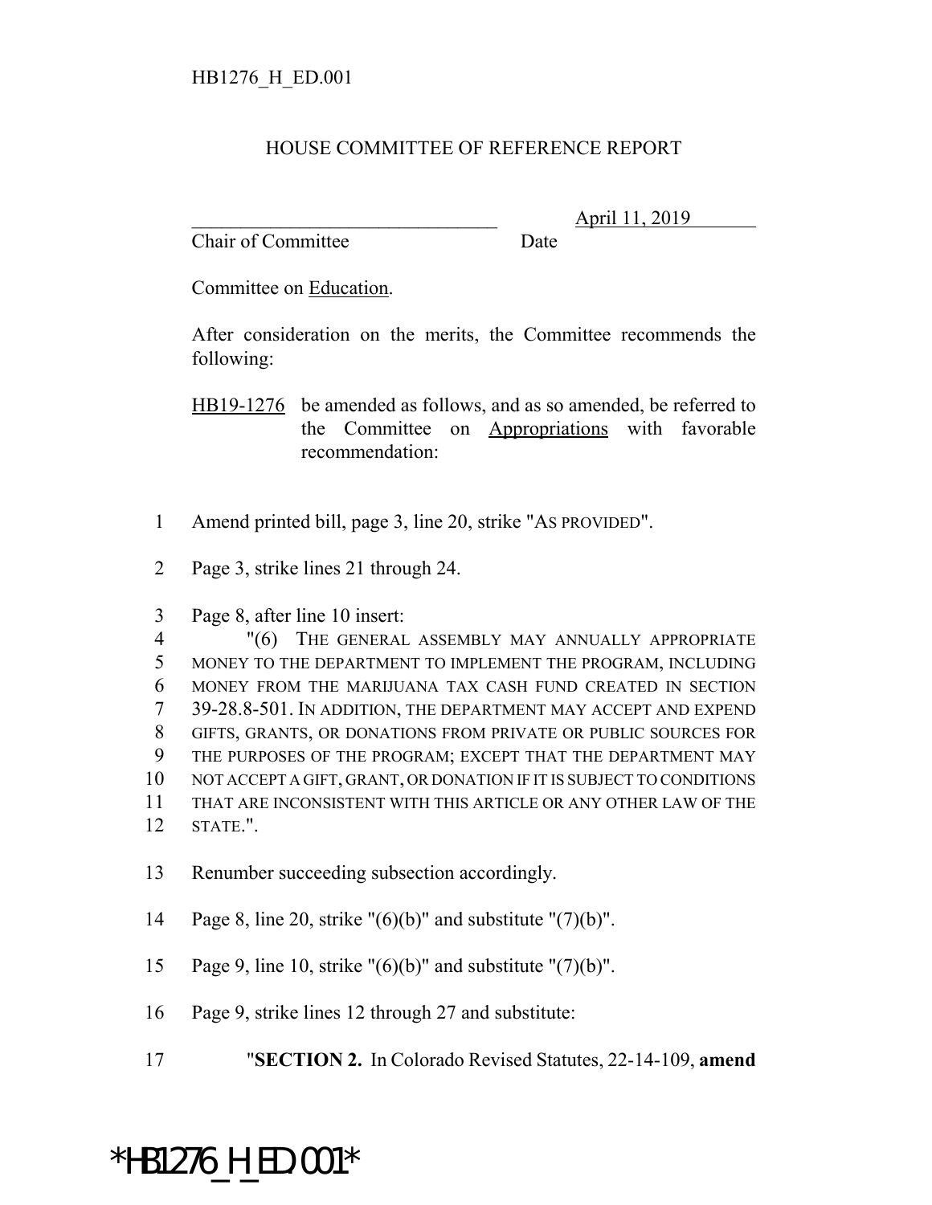HB1276_H_ED.001

# HOUSE COMMITTEE OF REFERENCE REPORT

_______________________________ April 11, 2019
Chair of Committee Date

Committee on Education.

After consideration on the merits, the Committee recommends the following:

HB19-1276 be amended as follows, and as so amended, be referred to the Committee on Appropriations with favorable recommendation:

1 Amend printed bill, page 3, line 20, strike "AS PROVIDED".

2 Page 3, strike lines 21 through 24.

3 Page 8, after line 10 insert:

4 "(6) THE GENERAL ASSEMBLY MAY ANNUALLY APPROPRIATE
5 MONEY TO THE DEPARTMENT TO IMPLEMENT THE PROGRAM, INCLUDING
6 MONEY FROM THE MARIJUANA TAX CASH FUND CREATED IN SECTION
7 39-28.8-501. IN ADDITION, THE DEPARTMENT MAY ACCEPT AND EXPEND
8 GIFTS, GRANTS, OR DONATIONS FROM PRIVATE OR PUBLIC SOURCES FOR
9 THE PURPOSES OF THE PROGRAM; EXCEPT THAT THE DEPARTMENT MAY
10 NOT ACCEPT A GIFT, GRANT, OR DONATION IF IT IS SUBJECT TO CONDITIONS
11 THAT ARE INCONSISTENT WITH THIS ARTICLE OR ANY OTHER LAW OF THE
12 STATE.".

13 Renumber succeeding subsection accordingly.

14 Page 8, line 20, strike "(6)(b)" and substitute "(7)(b)".

15 Page 9, line 10, strike "(6)(b)" and substitute "(7)(b)".

16 Page 9, strike lines 12 through 27 and substitute:

17 "**SECTION 2.** In Colorado Revised Statutes, 22-14-109, **amend**

*HB1276_H_ED.001*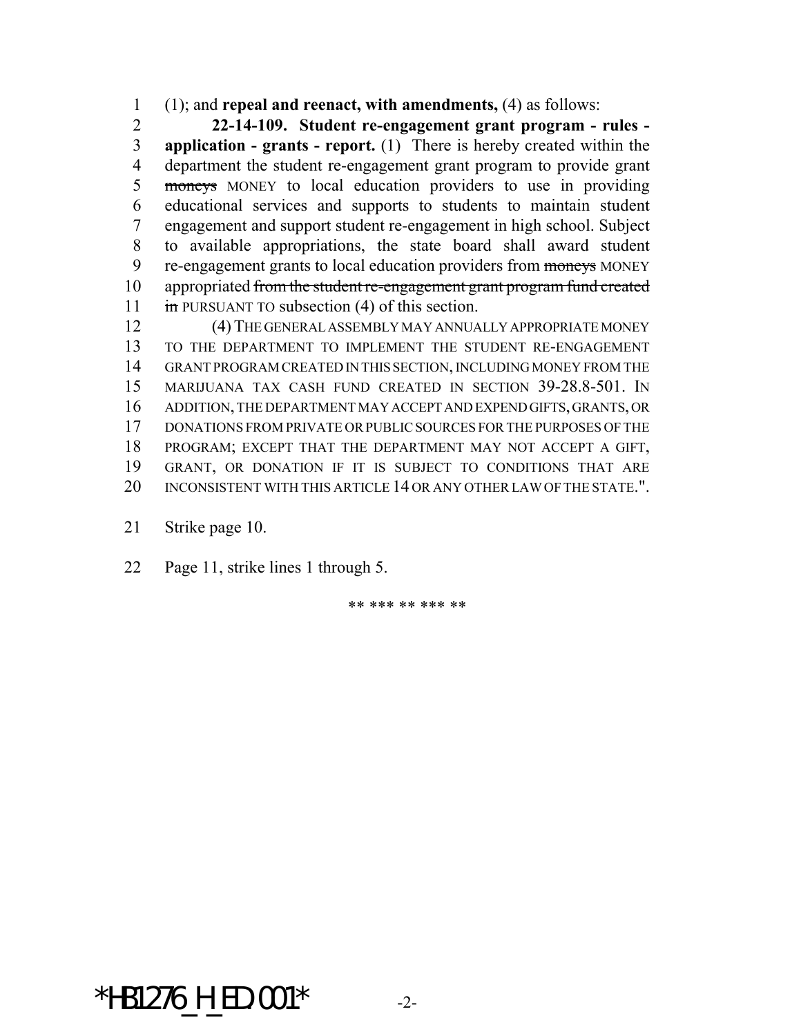(1); and **repeal and reenact, with amendments,** (4) as follows:

**22-14-109. Student re-engagement grant program - rules - application - grants - report.** (1) There is hereby created within the department the student re-engagement grant program to provide grant ~~moneys~~ MONEY to local education providers to use in providing educational services and supports to students to maintain student engagement and support student re-engagement in high school. Subject to available appropriations, the state board shall award student re-engagement grants to local education providers from ~~moneys~~ MONEY appropriated ~~from the student re-engagement grant program fund created in~~ PURSUANT TO subsection (4) of this section.

(4) THE GENERAL ASSEMBLY MAY ANNUALLY APPROPRIATE MONEY TO THE DEPARTMENT TO IMPLEMENT THE STUDENT RE-ENGAGEMENT GRANT PROGRAM CREATED IN THIS SECTION, INCLUDING MONEY FROM THE MARIJUANA TAX CASH FUND CREATED IN SECTION 39-28.8-501. IN ADDITION, THE DEPARTMENT MAY ACCEPT AND EXPEND GIFTS, GRANTS, OR DONATIONS FROM PRIVATE OR PUBLIC SOURCES FOR THE PURPOSES OF THE PROGRAM; EXCEPT THAT THE DEPARTMENT MAY NOT ACCEPT A GIFT, GRANT, OR DONATION IF IT IS SUBJECT TO CONDITIONS THAT ARE INCONSISTENT WITH THIS ARTICLE 14 OR ANY OTHER LAW OF THE STATE.".

Strike page 10.

Page 11, strike lines 1 through 5.

** *** ** *** **

*HB1276_H_ED.001*